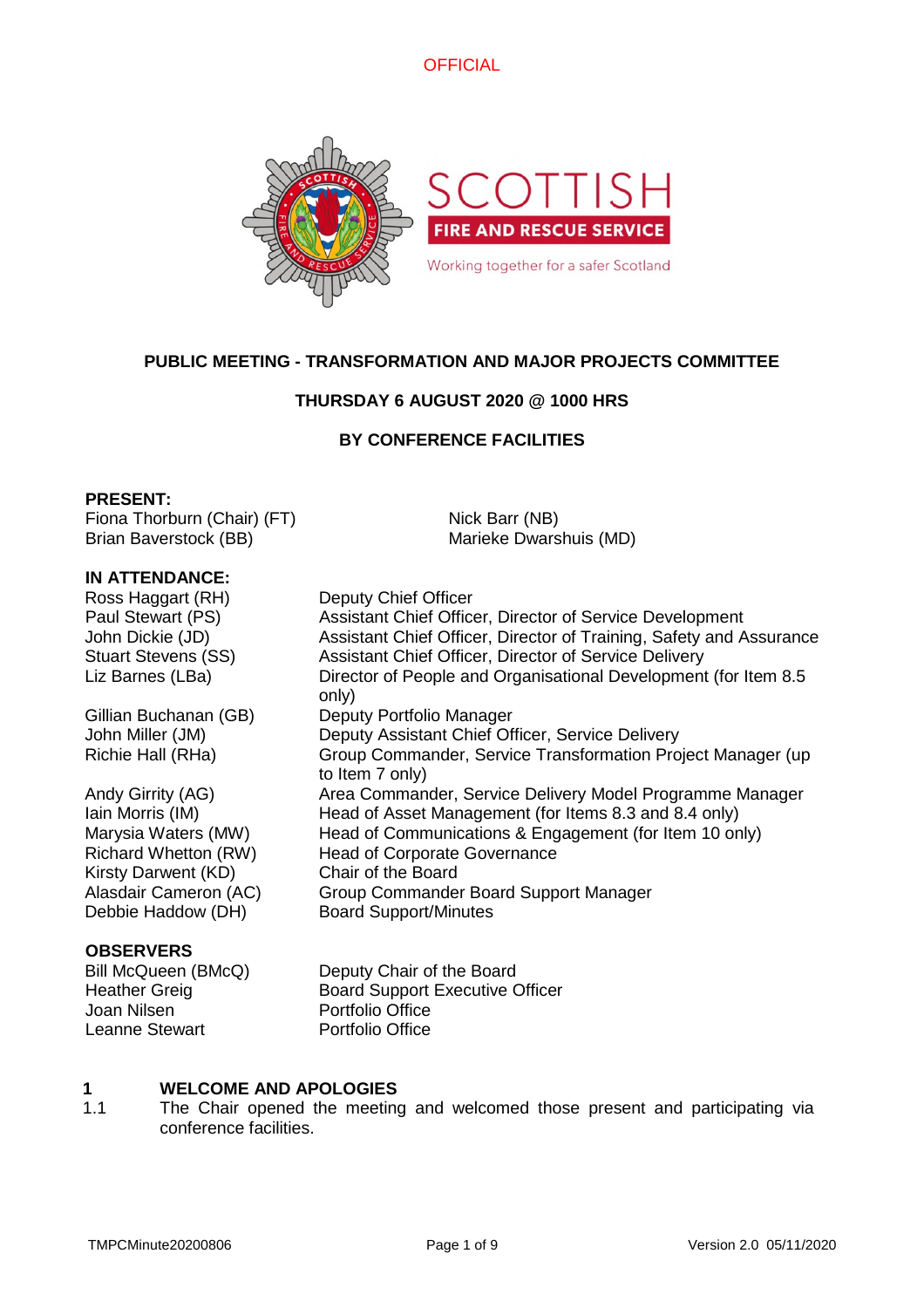OFFICIAL

# PUBLIC MEETING - TRANSFORMATION AND MAJOR PROJECTS COMMITTEE

## THURSDAY 6 AUGUST 2020 @ 1000 HRS

## BY CONFERENCE FACILITIES

**PRESENT:**

Fiona Thorburn (Chair) (FT)
Brian Baverstock (BB)
Nick Barr (NB)
Marieke Dwarshuis (MD)

**IN ATTENDANCE:**

| | |
|---|---|
| Ross Haggart (RH) | Deputy Chief Officer |
| Paul Stewart (PS) | Assistant Chief Officer, Director of Service Development |
| John Dickie (JD) | Assistant Chief Officer, Director of Training, Safety and Assurance |
| Stuart Stevens (SS) | Assistant Chief Officer, Director of Service Delivery |
| Liz Barnes (LBa) | Director of People and Organisational Development (for Item 8.5 only) |
| Gillian Buchanan (GB) | Deputy Portfolio Manager |
| John Miller (JM) | Deputy Assistant Chief Officer, Service Delivery |
| Richie Hall (RHa) | Group Commander, Service Transformation Project Manager (up to Item 7 only) |
| Andy Girrity (AG) | Area Commander, Service Delivery Model Programme Manager |
| Iain Morris (IM) | Head of Asset Management (for Items 8.3 and 8.4 only) |
| Marysia Waters (MW) | Head of Communications & Engagement (for Item 10 only) |
| Richard Whetton (RW) | Head of Corporate Governance |
| Kirsty Darwent (KD) | Chair of the Board |
| Alasdair Cameron (AC) | Group Commander Board Support Manager |
| Debbie Haddow (DH) | Board Support/Minutes |

**OBSERVERS**

| | |
|---|---|
| Bill McQueen (BMcQ) | Deputy Chair of the Board |
| Heather Greig | Board Support Executive Officer |
| Joan Nilsen | Portfolio Office |
| Leanne Stewart | Portfolio Office |

**1 WELCOME AND APOLOGIES**

1.1 The Chair opened the meeting and welcomed those present and participating via conference facilities.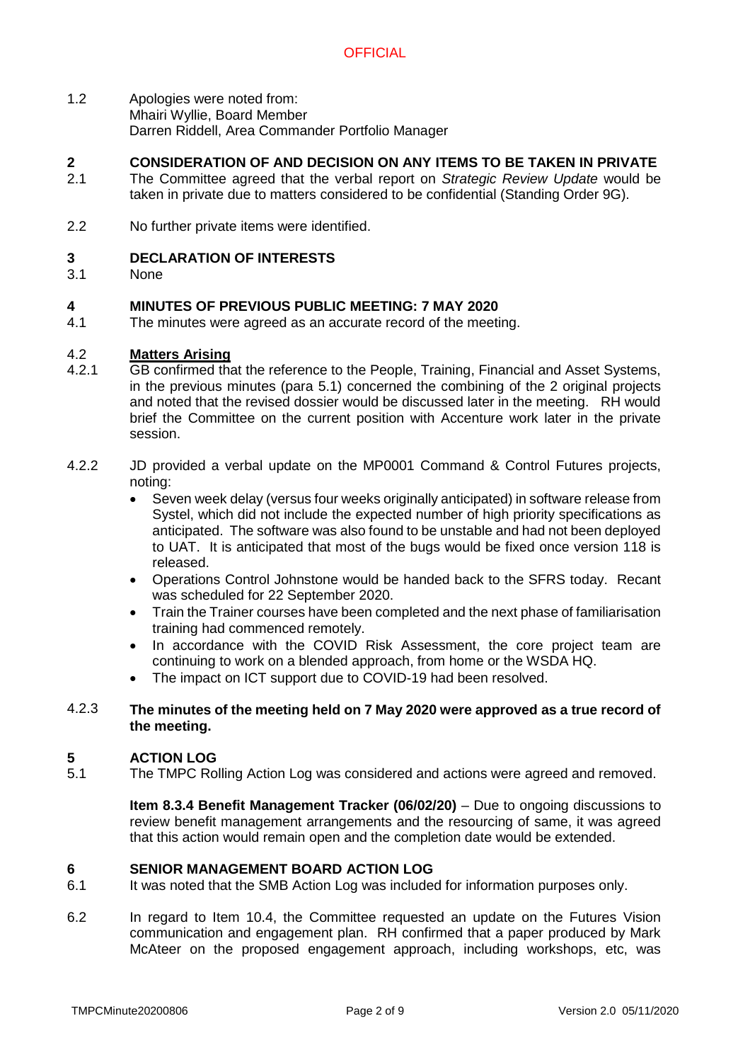1.2 Apologies were noted from:
Mhairi Wyllie, Board Member
Darren Riddell, Area Commander Portfolio Manager

## 2 CONSIDERATION OF AND DECISION ON ANY ITEMS TO BE TAKEN IN PRIVATE

2.1 The Committee agreed that the verbal report on *Strategic Review Update* would be taken in private due to matters considered to be confidential (Standing Order 9G).

2.2 No further private items were identified.

## 3 DECLARATION OF INTERESTS

3.1 None

## 4 MINUTES OF PREVIOUS PUBLIC MEETING: 7 MAY 2020

4.1 The minutes were agreed as an accurate record of the meeting.

4.2 **Matters Arising**

4.2.1 GB confirmed that the reference to the People, Training, Financial and Asset Systems, in the previous minutes (para 5.1) concerned the combining of the 2 original projects and noted that the revised dossier would be discussed later in the meeting. RH would brief the Committee on the current position with Accenture work later in the private session.

4.2.2 JD provided a verbal update on the MP0001 Command & Control Futures projects, noting:

- Seven week delay (versus four weeks originally anticipated) in software release from Systel, which did not include the expected number of high priority specifications as anticipated. The software was also found to be unstable and had not been deployed to UAT. It is anticipated that most of the bugs would be fixed once version 118 is released.
- Operations Control Johnstone would be handed back to the SFRS today. Recant was scheduled for 22 September 2020.
- Train the Trainer courses have been completed and the next phase of familiarisation training had commenced remotely.
- In accordance with the COVID Risk Assessment, the core project team are continuing to work on a blended approach, from home or the WSDA HQ.
- The impact on ICT support due to COVID-19 had been resolved.

4.2.3 **The minutes of the meeting held on 7 May 2020 were approved as a true record of the meeting.**

## 5 ACTION LOG

5.1 The TMPC Rolling Action Log was considered and actions were agreed and removed.

**Item 8.3.4 Benefit Management Tracker (06/02/20)** – Due to ongoing discussions to review benefit management arrangements and the resourcing of same, it was agreed that this action would remain open and the completion date would be extended.

## 6 SENIOR MANAGEMENT BOARD ACTION LOG

6.1 It was noted that the SMB Action Log was included for information purposes only.

6.2 In regard to Item 10.4, the Committee requested an update on the Futures Vision communication and engagement plan. RH confirmed that a paper produced by Mark McAteer on the proposed engagement approach, including workshops, etc, was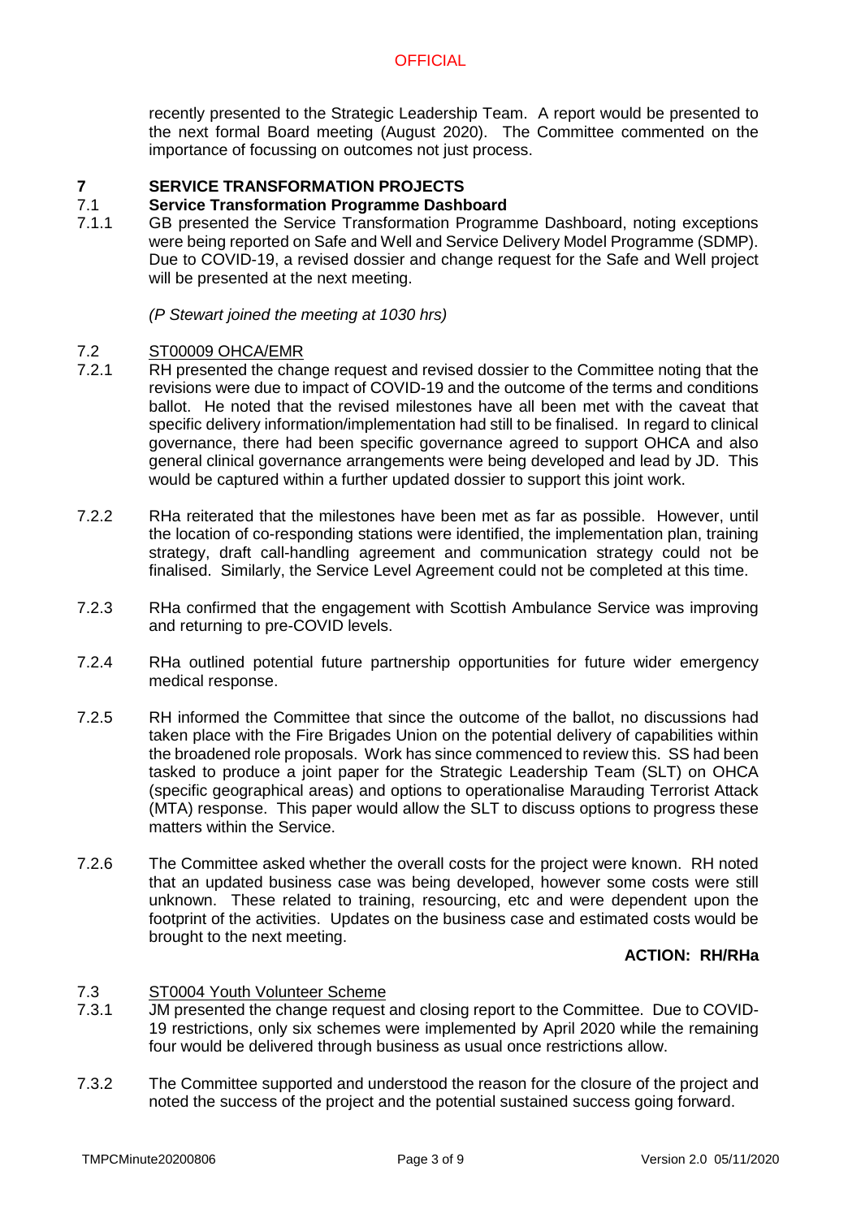recently presented to the Strategic Leadership Team. A report would be presented to the next formal Board meeting (August 2020). The Committee commented on the importance of focussing on outcomes not just process.

## 7 SERVICE TRANSFORMATION PROJECTS

### 7.1 Service Transformation Programme Dashboard

7.1.1 GB presented the Service Transformation Programme Dashboard, noting exceptions were being reported on Safe and Well and Service Delivery Model Programme (SDMP). Due to COVID-19, a revised dossier and change request for the Safe and Well project will be presented at the next meeting.

*(P Stewart joined the meeting at 1030 hrs)*

7.2 ST00009 OHCA/EMR

7.2.1 RH presented the change request and revised dossier to the Committee noting that the revisions were due to impact of COVID-19 and the outcome of the terms and conditions ballot. He noted that the revised milestones have all been met with the caveat that specific delivery information/implementation had still to be finalised. In regard to clinical governance, there had been specific governance agreed to support OHCA and also general clinical governance arrangements were being developed and lead by JD. This would be captured within a further updated dossier to support this joint work.

7.2.2 RHa reiterated that the milestones have been met as far as possible. However, until the location of co-responding stations were identified, the implementation plan, training strategy, draft call-handling agreement and communication strategy could not be finalised. Similarly, the Service Level Agreement could not be completed at this time.

7.2.3 RHa confirmed that the engagement with Scottish Ambulance Service was improving and returning to pre-COVID levels.

7.2.4 RHa outlined potential future partnership opportunities for future wider emergency medical response.

7.2.5 RH informed the Committee that since the outcome of the ballot, no discussions had taken place with the Fire Brigades Union on the potential delivery of capabilities within the broadened role proposals. Work has since commenced to review this. SS had been tasked to produce a joint paper for the Strategic Leadership Team (SLT) on OHCA (specific geographical areas) and options to operationalise Marauding Terrorist Attack (MTA) response. This paper would allow the SLT to discuss options to progress these matters within the Service.

7.2.6 The Committee asked whether the overall costs for the project were known. RH noted that an updated business case was being developed, however some costs were still unknown. These related to training, resourcing, etc and were dependent upon the footprint of the activities. Updates on the business case and estimated costs would be brought to the next meeting.

**ACTION: RH/RHa**

7.3 ST0004 Youth Volunteer Scheme

7.3.1 JM presented the change request and closing report to the Committee. Due to COVID-19 restrictions, only six schemes were implemented by April 2020 while the remaining four would be delivered through business as usual once restrictions allow.

7.3.2 The Committee supported and understood the reason for the closure of the project and noted the success of the project and the potential sustained success going forward.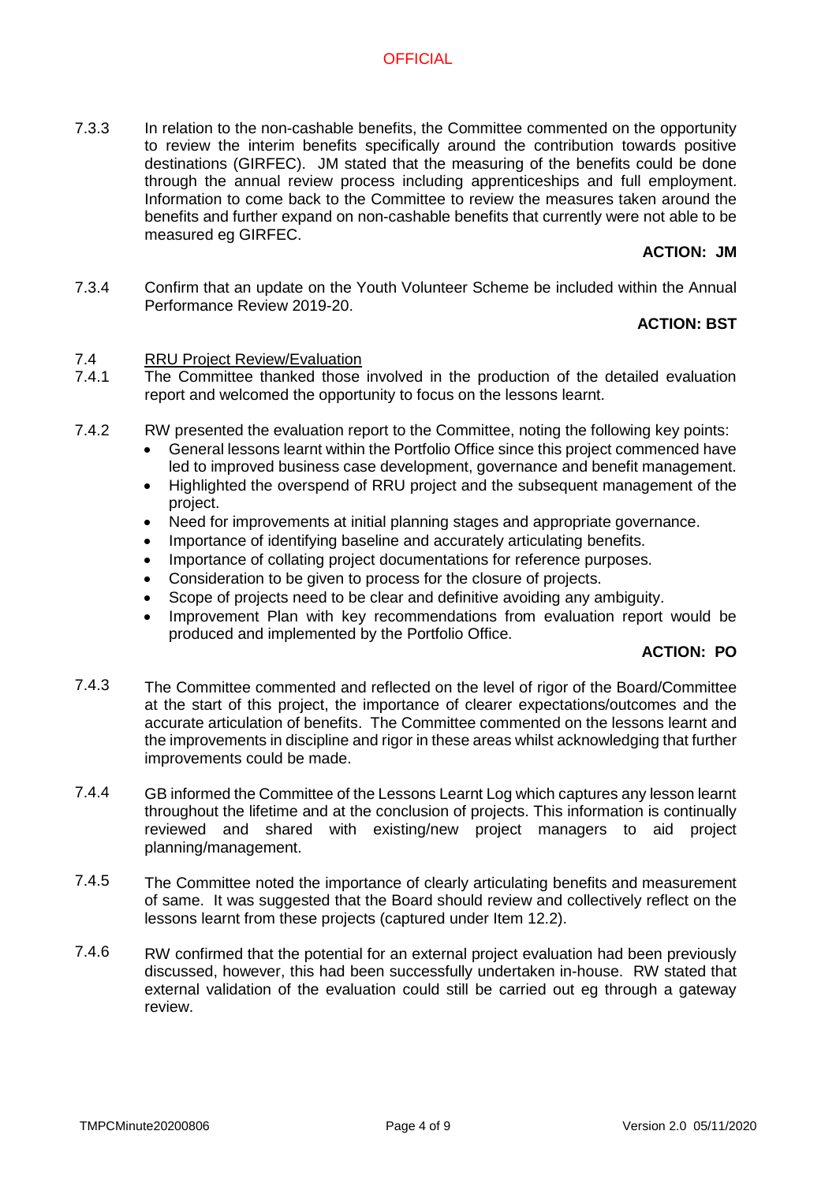7.3.3 In relation to the non-cashable benefits, the Committee commented on the opportunity to review the interim benefits specifically around the contribution towards positive destinations (GIRFEC). JM stated that the measuring of the benefits could be done through the annual review process including apprenticeships and full employment. Information to come back to the Committee to review the measures taken around the benefits and further expand on non-cashable benefits that currently were not able to be measured eg GIRFEC.

**ACTION: JM**

7.3.4 Confirm that an update on the Youth Volunteer Scheme be included within the Annual Performance Review 2019-20.

**ACTION: BST**

7.4 RRU Project Review/Evaluation

7.4.1 The Committee thanked those involved in the production of the detailed evaluation report and welcomed the opportunity to focus on the lessons learnt.

7.4.2 RW presented the evaluation report to the Committee, noting the following key points:

- General lessons learnt within the Portfolio Office since this project commenced have led to improved business case development, governance and benefit management.
- Highlighted the overspend of RRU project and the subsequent management of the project.
- Need for improvements at initial planning stages and appropriate governance.
- Importance of identifying baseline and accurately articulating benefits.
- Importance of collating project documentations for reference purposes.
- Consideration to be given to process for the closure of projects.
- Scope of projects need to be clear and definitive avoiding any ambiguity.
- Improvement Plan with key recommendations from evaluation report would be produced and implemented by the Portfolio Office.

**ACTION: PO**

7.4.3 The Committee commented and reflected on the level of rigor of the Board/Committee at the start of this project, the importance of clearer expectations/outcomes and the accurate articulation of benefits. The Committee commented on the lessons learnt and the improvements in discipline and rigor in these areas whilst acknowledging that further improvements could be made.

7.4.4 GB informed the Committee of the Lessons Learnt Log which captures any lesson learnt throughout the lifetime and at the conclusion of projects. This information is continually reviewed and shared with existing/new project managers to aid project planning/management.

7.4.5 The Committee noted the importance of clearly articulating benefits and measurement of same. It was suggested that the Board should review and collectively reflect on the lessons learnt from these projects (captured under Item 12.2).

7.4.6 RW confirmed that the potential for an external project evaluation had been previously discussed, however, this had been successfully undertaken in-house. RW stated that external validation of the evaluation could still be carried out eg through a gateway review.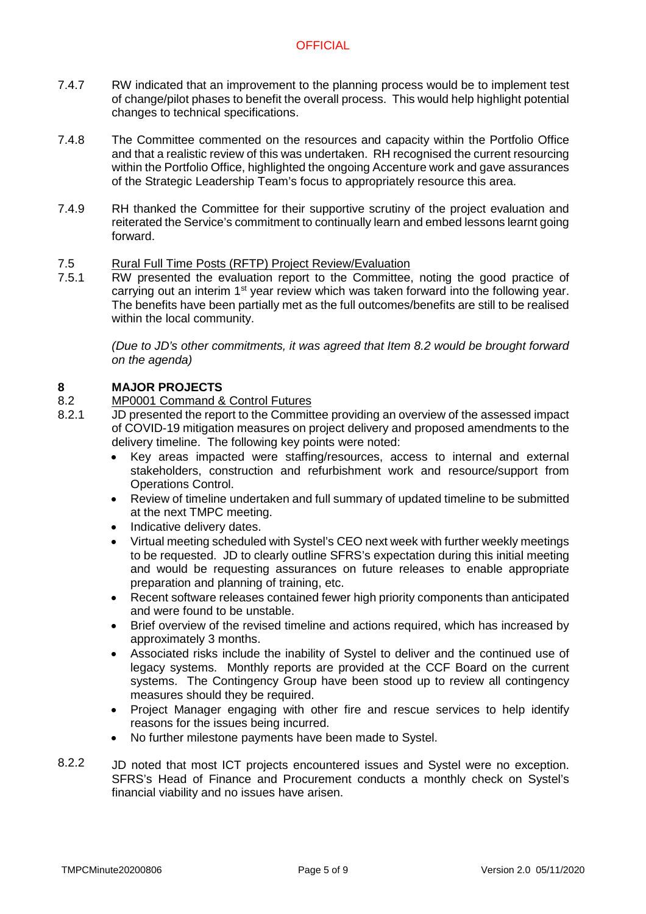7.4.7 RW indicated that an improvement to the planning process would be to implement test of change/pilot phases to benefit the overall process. This would help highlight potential changes to technical specifications.

7.4.8 The Committee commented on the resources and capacity within the Portfolio Office and that a realistic review of this was undertaken. RH recognised the current resourcing within the Portfolio Office, highlighted the ongoing Accenture work and gave assurances of the Strategic Leadership Team's focus to appropriately resource this area.

7.4.9 RH thanked the Committee for their supportive scrutiny of the project evaluation and reiterated the Service's commitment to continually learn and embed lessons learnt going forward.

7.5 Rural Full Time Posts (RFTP) Project Review/Evaluation

7.5.1 RW presented the evaluation report to the Committee, noting the good practice of carrying out an interim 1st year review which was taken forward into the following year. The benefits have been partially met as the full outcomes/benefits are still to be realised within the local community.

*(Due to JD's other commitments, it was agreed that Item 8.2 would be brought forward on the agenda)*

## 8 MAJOR PROJECTS

8.2 MP0001 Command & Control Futures

8.2.1 JD presented the report to the Committee providing an overview of the assessed impact of COVID-19 mitigation measures on project delivery and proposed amendments to the delivery timeline. The following key points were noted:

- Key areas impacted were staffing/resources, access to internal and external stakeholders, construction and refurbishment work and resource/support from Operations Control.
- Review of timeline undertaken and full summary of updated timeline to be submitted at the next TMPC meeting.
- Indicative delivery dates.
- Virtual meeting scheduled with Systel's CEO next week with further weekly meetings to be requested. JD to clearly outline SFRS's expectation during this initial meeting and would be requesting assurances on future releases to enable appropriate preparation and planning of training, etc.
- Recent software releases contained fewer high priority components than anticipated and were found to be unstable.
- Brief overview of the revised timeline and actions required, which has increased by approximately 3 months.
- Associated risks include the inability of Systel to deliver and the continued use of legacy systems. Monthly reports are provided at the CCF Board on the current systems. The Contingency Group have been stood up to review all contingency measures should they be required.
- Project Manager engaging with other fire and rescue services to help identify reasons for the issues being incurred.
- No further milestone payments have been made to Systel.

8.2.2 JD noted that most ICT projects encountered issues and Systel were no exception. SFRS's Head of Finance and Procurement conducts a monthly check on Systel's financial viability and no issues have arisen.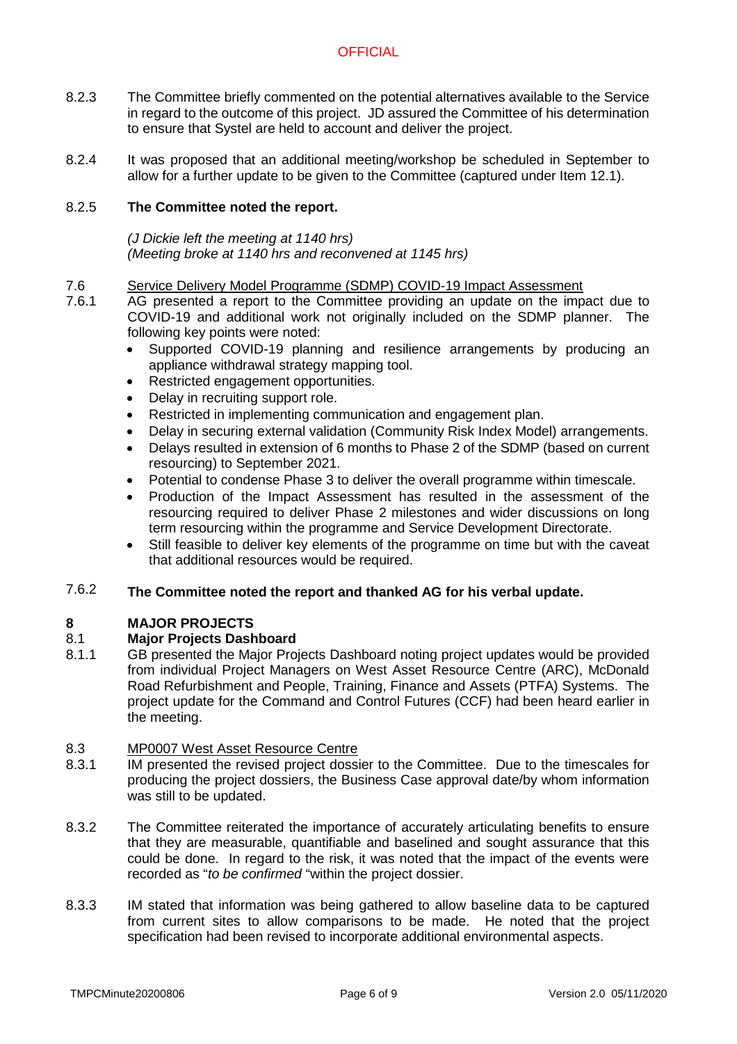8.2.3 The Committee briefly commented on the potential alternatives available to the Service in regard to the outcome of this project. JD assured the Committee of his determination to ensure that Systel are held to account and deliver the project.

8.2.4 It was proposed that an additional meeting/workshop be scheduled in September to allow for a further update to be given to the Committee (captured under Item 12.1).

8.2.5 **The Committee noted the report.**

*(J Dickie left the meeting at 1140 hrs)*
*(Meeting broke at 1140 hrs and reconvened at 1145 hrs)*

7.6 Service Delivery Model Programme (SDMP) COVID-19 Impact Assessment

7.6.1 AG presented a report to the Committee providing an update on the impact due to COVID-19 and additional work not originally included on the SDMP planner. The following key points were noted:

- Supported COVID-19 planning and resilience arrangements by producing an appliance withdrawal strategy mapping tool.
- Restricted engagement opportunities.
- Delay in recruiting support role.
- Restricted in implementing communication and engagement plan.
- Delay in securing external validation (Community Risk Index Model) arrangements.
- Delays resulted in extension of 6 months to Phase 2 of the SDMP (based on current resourcing) to September 2021.
- Potential to condense Phase 3 to deliver the overall programme within timescale.
- Production of the Impact Assessment has resulted in the assessment of the resourcing required to deliver Phase 2 milestones and wider discussions on long term resourcing within the programme and Service Development Directorate.
- Still feasible to deliver key elements of the programme on time but with the caveat that additional resources would be required.

7.6.2 **The Committee noted the report and thanked AG for his verbal update.**

## 8 MAJOR PROJECTS

### 8.1 Major Projects Dashboard

8.1.1 GB presented the Major Projects Dashboard noting project updates would be provided from individual Project Managers on West Asset Resource Centre (ARC), McDonald Road Refurbishment and People, Training, Finance and Assets (PTFA) Systems. The project update for the Command and Control Futures (CCF) had been heard earlier in the meeting.

8.3 MP0007 West Asset Resource Centre

8.3.1 IM presented the revised project dossier to the Committee. Due to the timescales for producing the project dossiers, the Business Case approval date/by whom information was still to be updated.

8.3.2 The Committee reiterated the importance of accurately articulating benefits to ensure that they are measurable, quantifiable and baselined and sought assurance that this could be done. In regard to the risk, it was noted that the impact of the events were recorded as "*to be confirmed* "within the project dossier.

8.3.3 IM stated that information was being gathered to allow baseline data to be captured from current sites to allow comparisons to be made. He noted that the project specification had been revised to incorporate additional environmental aspects.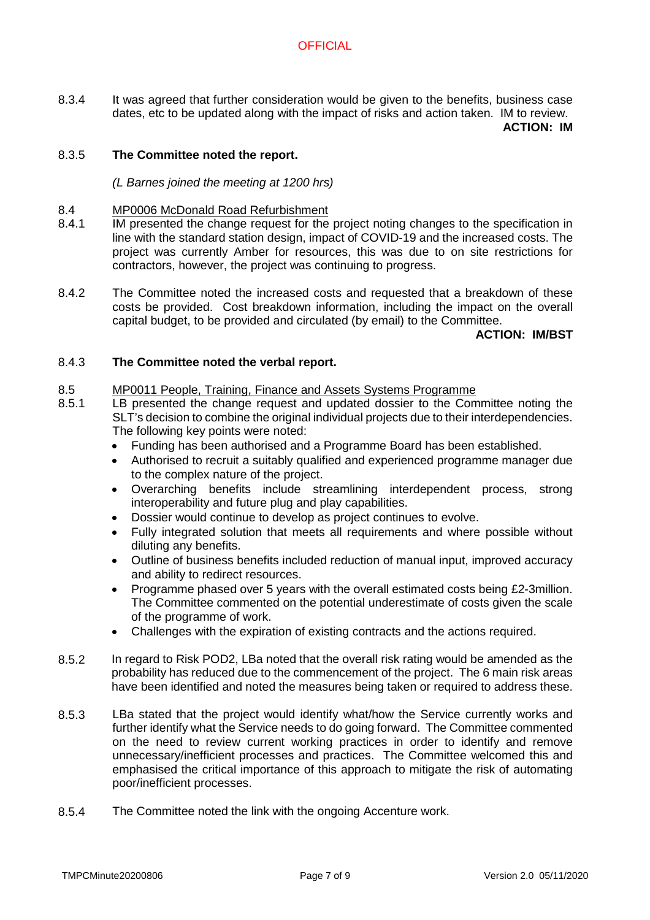8.3.4 It was agreed that further consideration would be given to the benefits, business case dates, etc to be updated along with the impact of risks and action taken. IM to review.

**ACTION: IM**

8.3.5 **The Committee noted the report.**

*(L Barnes joined the meeting at 1200 hrs)*

8.4 <u>MP0006 McDonald Road Refurbishment</u>

8.4.1 IM presented the change request for the project noting changes to the specification in line with the standard station design, impact of COVID-19 and the increased costs. The project was currently Amber for resources, this was due to on site restrictions for contractors, however, the project was continuing to progress.

8.4.2 The Committee noted the increased costs and requested that a breakdown of these costs be provided. Cost breakdown information, including the impact on the overall capital budget, to be provided and circulated (by email) to the Committee.

**ACTION: IM/BST**

8.4.3 **The Committee noted the verbal report.**

8.5 <u>MP0011 People, Training, Finance and Assets Systems Programme</u>

8.5.1 LB presented the change request and updated dossier to the Committee noting the SLT's decision to combine the original individual projects due to their interdependencies. The following key points were noted:

- Funding has been authorised and a Programme Board has been established.
- Authorised to recruit a suitably qualified and experienced programme manager due to the complex nature of the project.
- Overarching benefits include streamlining interdependent process, strong interoperability and future plug and play capabilities.
- Dossier would continue to develop as project continues to evolve.
- Fully integrated solution that meets all requirements and where possible without diluting any benefits.
- Outline of business benefits included reduction of manual input, improved accuracy and ability to redirect resources.
- Programme phased over 5 years with the overall estimated costs being £2-3million. The Committee commented on the potential underestimate of costs given the scale of the programme of work.
- Challenges with the expiration of existing contracts and the actions required.

8.5.2 In regard to Risk POD2, LBa noted that the overall risk rating would be amended as the probability has reduced due to the commencement of the project. The 6 main risk areas have been identified and noted the measures being taken or required to address these.

8.5.3 LBa stated that the project would identify what/how the Service currently works and further identify what the Service needs to do going forward. The Committee commented on the need to review current working practices in order to identify and remove unnecessary/inefficient processes and practices. The Committee welcomed this and emphasised the critical importance of this approach to mitigate the risk of automating poor/inefficient processes.

8.5.4 The Committee noted the link with the ongoing Accenture work.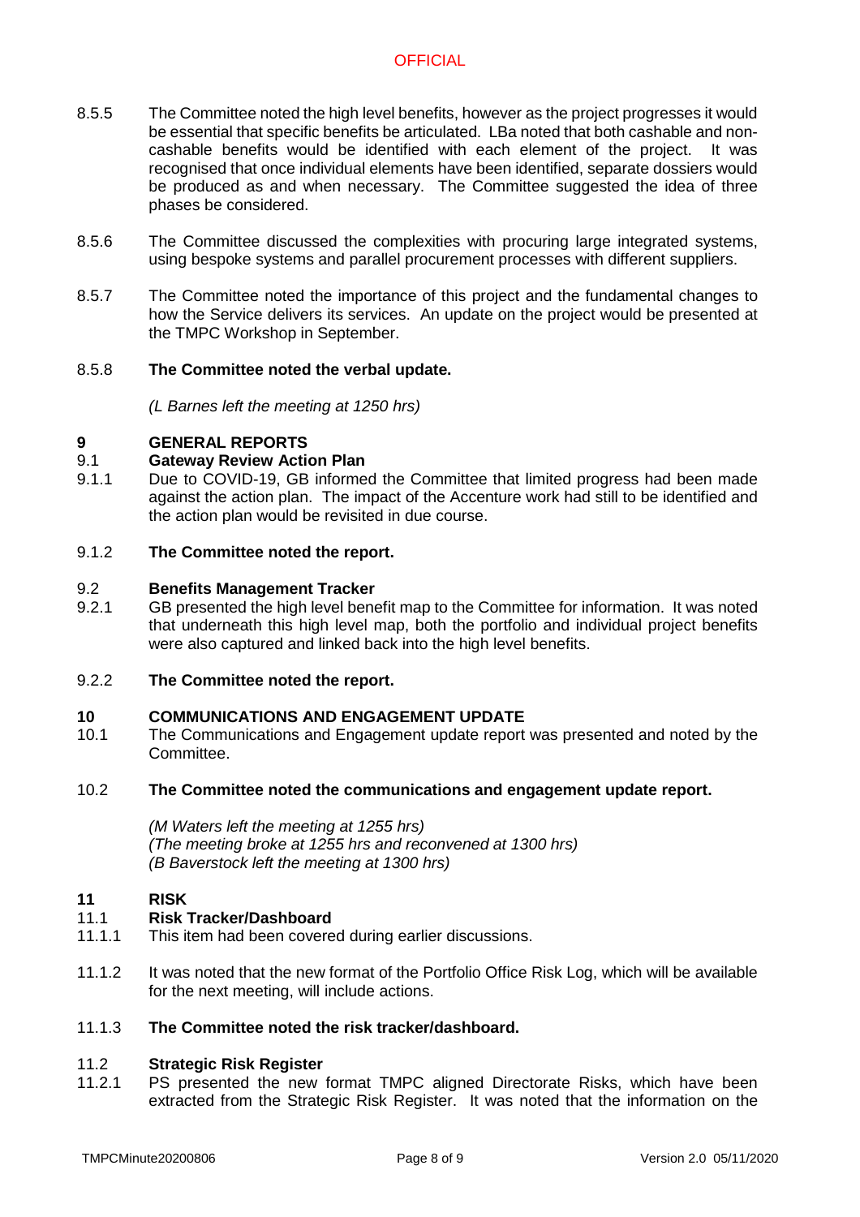8.5.5 The Committee noted the high level benefits, however as the project progresses it would be essential that specific benefits be articulated. LBa noted that both cashable and non-cashable benefits would be identified with each element of the project. It was recognised that once individual elements have been identified, separate dossiers would be produced as and when necessary. The Committee suggested the idea of three phases be considered.

8.5.6 The Committee discussed the complexities with procuring large integrated systems, using bespoke systems and parallel procurement processes with different suppliers.

8.5.7 The Committee noted the importance of this project and the fundamental changes to how the Service delivers its services. An update on the project would be presented at the TMPC Workshop in September.

8.5.8 **The Committee noted the verbal update.**

*(L Barnes left the meeting at 1250 hrs)*

## 9 GENERAL REPORTS

### 9.1 Gateway Review Action Plan

9.1.1 Due to COVID-19, GB informed the Committee that limited progress had been made against the action plan. The impact of the Accenture work had still to be identified and the action plan would be revisited in due course.

9.1.2 **The Committee noted the report.**

### 9.2 Benefits Management Tracker

9.2.1 GB presented the high level benefit map to the Committee for information. It was noted that underneath this high level map, both the portfolio and individual project benefits were also captured and linked back into the high level benefits.

9.2.2 **The Committee noted the report.**

## 10 COMMUNICATIONS AND ENGAGEMENT UPDATE

10.1 The Communications and Engagement update report was presented and noted by the Committee.

10.2 **The Committee noted the communications and engagement update report.**

*(M Waters left the meeting at 1255 hrs)*
*(The meeting broke at 1255 hrs and reconvened at 1300 hrs)*
*(B Baverstock left the meeting at 1300 hrs)*

## 11 RISK

### 11.1 Risk Tracker/Dashboard

11.1.1 This item had been covered during earlier discussions.

11.1.2 It was noted that the new format of the Portfolio Office Risk Log, which will be available for the next meeting, will include actions.

11.1.3 **The Committee noted the risk tracker/dashboard.**

### 11.2 Strategic Risk Register

11.2.1 PS presented the new format TMPC aligned Directorate Risks, which have been extracted from the Strategic Risk Register. It was noted that the information on the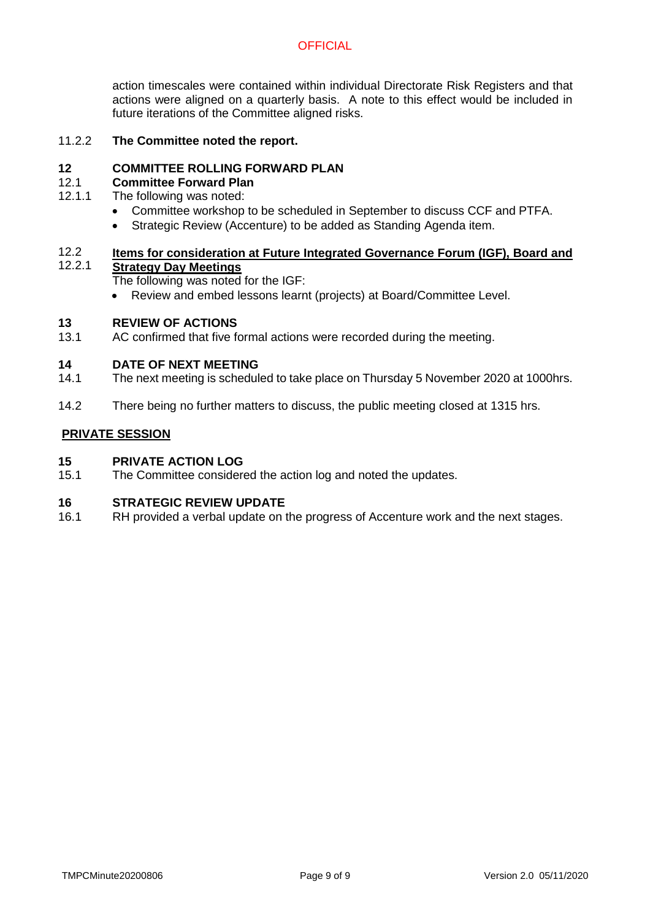action timescales were contained within individual Directorate Risk Registers and that actions were aligned on a quarterly basis. A note to this effect would be included in future iterations of the Committee aligned risks.

11.2.2 **The Committee noted the report.**

## 12 COMMITTEE ROLLING FORWARD PLAN

### 12.1 Committee Forward Plan

12.1.1 The following was noted:

- Committee workshop to be scheduled in September to discuss CCF and PTFA.
- Strategic Review (Accenture) to be added as Standing Agenda item.

### 12.2 Items for consideration at Future Integrated Governance Forum (IGF), Board and Strategy Day Meetings

12.2.1 The following was noted for the IGF:

- Review and embed lessons learnt (projects) at Board/Committee Level.

## 13 REVIEW OF ACTIONS

13.1 AC confirmed that five formal actions were recorded during the meeting.

## 14 DATE OF NEXT MEETING

14.1 The next meeting is scheduled to take place on Thursday 5 November 2020 at 1000hrs.

14.2 There being no further matters to discuss, the public meeting closed at 1315 hrs.

## PRIVATE SESSION

## 15 PRIVATE ACTION LOG

15.1 The Committee considered the action log and noted the updates.

## 16 STRATEGIC REVIEW UPDATE

16.1 RH provided a verbal update on the progress of Accenture work and the next stages.